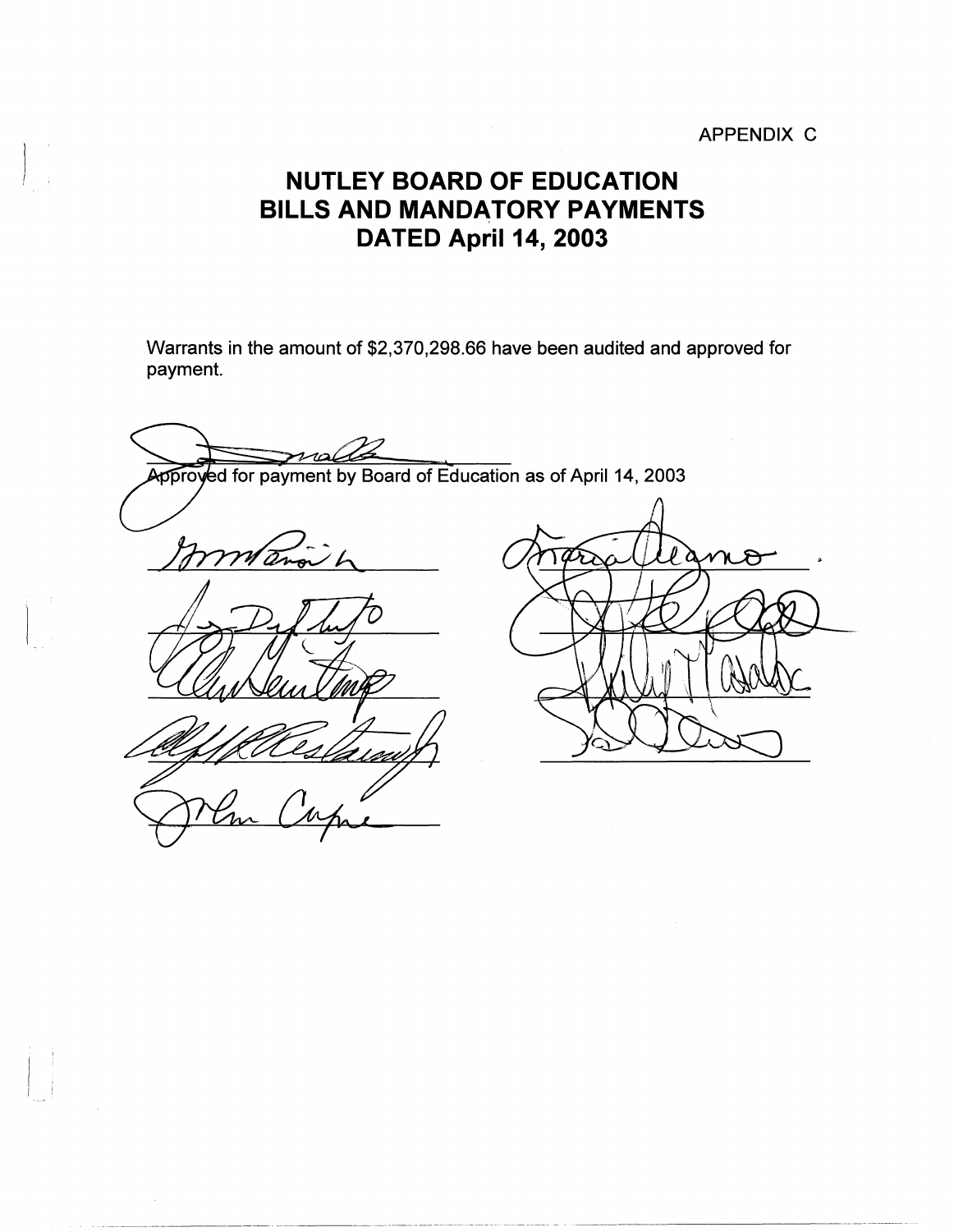APPENDIX C

# NUTLEY BOARD OF EDUCATION
# BILLS AND MANDATORY PAYMENTS
# DATED April 14, 2003

Warrants in the amount of $2,370,298.66 have been audited and approved for payment.

Approved for payment by Board of Education as of April 14, 2003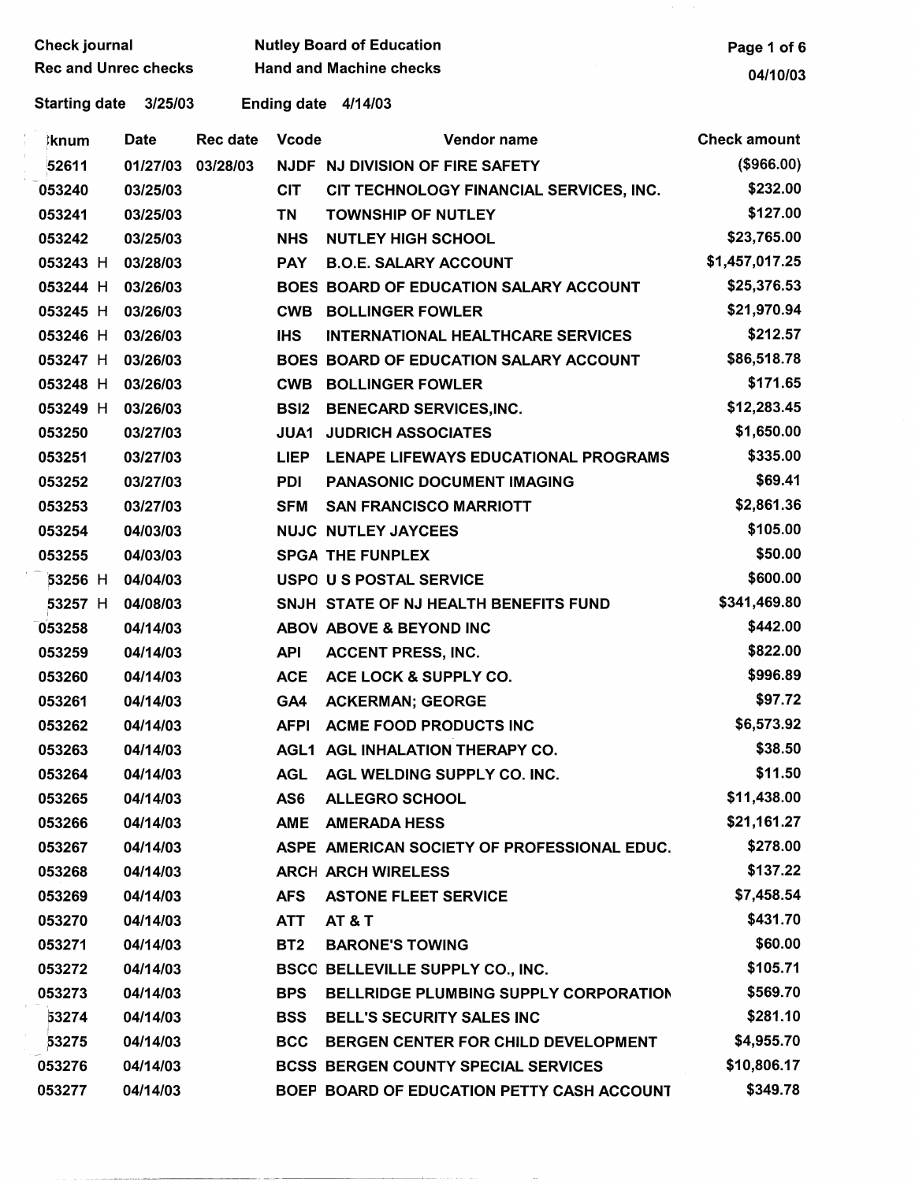Check journal  
Rec and Unrec checks

Nutley Board of Education  
Hand and Machine checks

Starting date 3/25/03  Ending date 4/14/03

| ⁝knum | Date | Rec date | Vcode | Vendor name | Check amount |
|---|---|---|---|---|---|
| 52611 | 01/27/03 | 03/28/03 | NJDF | NJ DIVISION OF FIRE SAFETY | ($966.00) |
| 053240 | 03/25/03 | | CIT | CIT TECHNOLOGY FINANCIAL SERVICES, INC. | $232.00 |
| 053241 | 03/25/03 | | TN | TOWNSHIP OF NUTLEY | $127.00 |
| 053242 | 03/25/03 | | NHS | NUTLEY HIGH SCHOOL | $23,765.00 |
| 053243 H | 03/28/03 | | PAY | B.O.E. SALARY ACCOUNT | $1,457,017.25 |
| 053244 H | 03/26/03 | | BOES | BOARD OF EDUCATION SALARY ACCOUNT | $25,376.53 |
| 053245 H | 03/26/03 | | CWB | BOLLINGER FOWLER | $21,970.94 |
| 053246 H | 03/26/03 | | IHS | INTERNATIONAL HEALTHCARE SERVICES | $212.57 |
| 053247 H | 03/26/03 | | BOES | BOARD OF EDUCATION SALARY ACCOUNT | $86,518.78 |
| 053248 H | 03/26/03 | | CWB | BOLLINGER FOWLER | $171.65 |
| 053249 H | 03/26/03 | | BSI2 | BENECARD SERVICES,INC. | $12,283.45 |
| 053250 | 03/27/03 | | JUA1 | JUDRICH ASSOCIATES | $1,650.00 |
| 053251 | 03/27/03 | | LIEP | LENAPE LIFEWAYS EDUCATIONAL PROGRAMS | $335.00 |
| 053252 | 03/27/03 | | PDI | PANASONIC DOCUMENT IMAGING | $69.41 |
| 053253 | 03/27/03 | | SFM | SAN FRANCISCO MARRIOTT | $2,861.36 |
| 053254 | 04/03/03 | | NUJC | NUTLEY JAYCEES | $105.00 |
| 053255 | 04/03/03 | | SPGA | THE FUNPLEX | $50.00 |
| 53256 H | 04/04/03 | | USPO | U S POSTAL SERVICE | $600.00 |
| 53257 H | 04/08/03 | | SNJH | STATE OF NJ HEALTH BENEFITS FUND | $341,469.80 |
| 053258 | 04/14/03 | | ABOV | ABOVE & BEYOND INC | $442.00 |
| 053259 | 04/14/03 | | API | ACCENT PRESS, INC. | $822.00 |
| 053260 | 04/14/03 | | ACE | ACE LOCK & SUPPLY CO. | $996.89 |
| 053261 | 04/14/03 | | GA4 | ACKERMAN; GEORGE | $97.72 |
| 053262 | 04/14/03 | | AFPI | ACME FOOD PRODUCTS INC | $6,573.92 |
| 053263 | 04/14/03 | | AGL1 | AGL INHALATION THERAPY CO. | $38.50 |
| 053264 | 04/14/03 | | AGL | AGL WELDING SUPPLY CO. INC. | $11.50 |
| 053265 | 04/14/03 | | AS6 | ALLEGRO SCHOOL | $11,438.00 |
| 053266 | 04/14/03 | | AME | AMERADA HESS | $21,161.27 |
| 053267 | 04/14/03 | | ASPE | AMERICAN SOCIETY OF PROFESSIONAL EDUC. | $278.00 |
| 053268 | 04/14/03 | | ARCH | ARCH WIRELESS | $137.22 |
| 053269 | 04/14/03 | | AFS | ASTONE FLEET SERVICE | $7,458.54 |
| 053270 | 04/14/03 | | ATT | AT & T | $431.70 |
| 053271 | 04/14/03 | | BT2 | BARONE'S TOWING | $60.00 |
| 053272 | 04/14/03 | | BSCC | BELLEVILLE SUPPLY CO., INC. | $105.71 |
| 053273 | 04/14/03 | | BPS | BELLRIDGE PLUMBING SUPPLY CORPORATION | $569.70 |
| 53274 | 04/14/03 | | BSS | BELL'S SECURITY SALES INC | $281.10 |
| 53275 | 04/14/03 | | BCC | BERGEN CENTER FOR CHILD DEVELOPMENT | $4,955.70 |
| 053276 | 04/14/03 | | BCSS | BERGEN COUNTY SPECIAL SERVICES | $10,806.17 |
| 053277 | 04/14/03 | | BOEP | BOARD OF EDUCATION PETTY CASH ACCOUNT | $349.78 |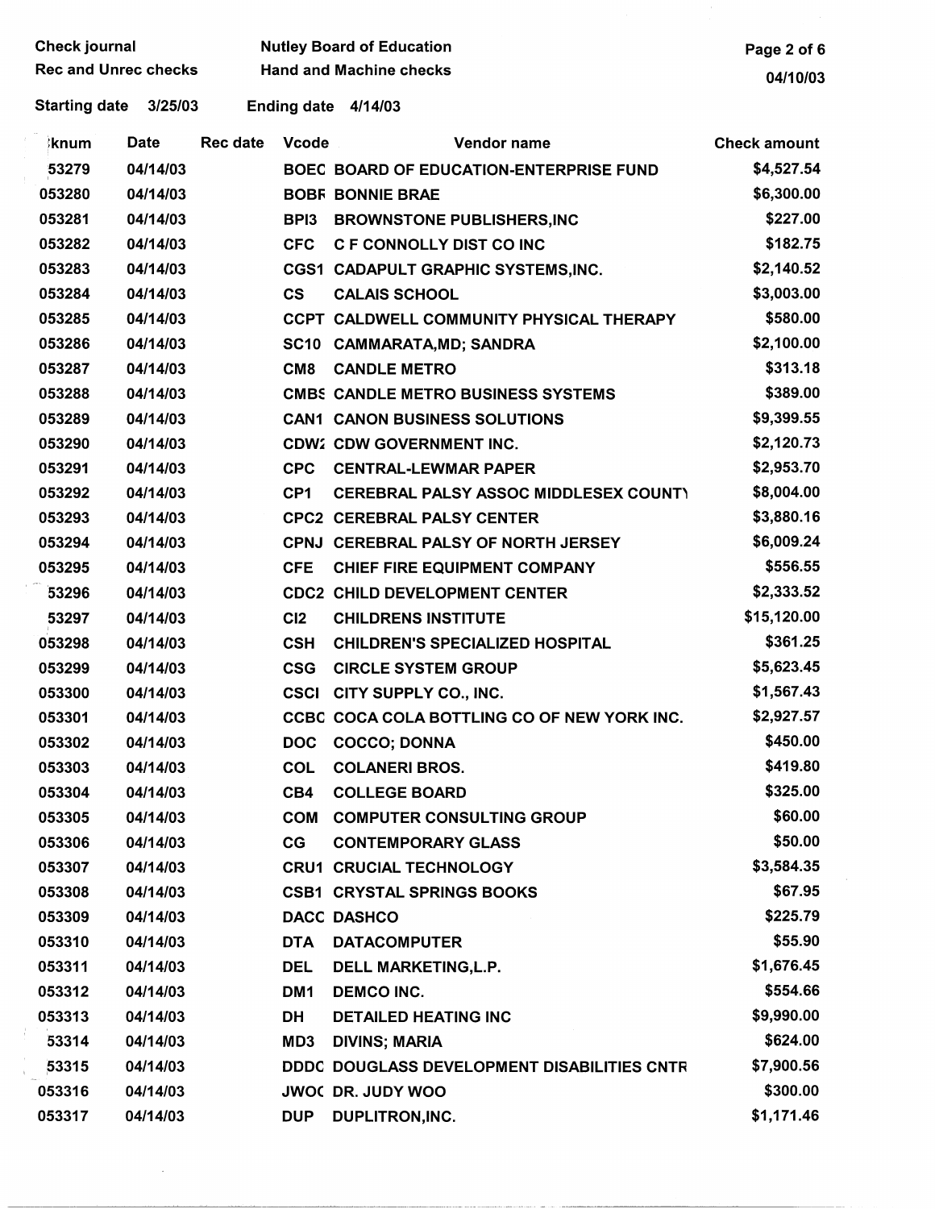Check journal — Nutley Board of Education
Rec and Unrec checks — Hand and Machine checks

Starting date 3/25/03 Ending date 4/14/03

| :knum | Date | Rec date | Vcode | Vendor name | Check amount |
|---|---|---|---|---|---|
| 53279 | 04/14/03 | | BOEC | BOARD OF EDUCATION-ENTERPRISE FUND | $4,527.54 |
| 053280 | 04/14/03 | | BOBF | BONNIE BRAE | $6,300.00 |
| 053281 | 04/14/03 | | BPI3 | BROWNSTONE PUBLISHERS,INC | $227.00 |
| 053282 | 04/14/03 | | CFC | C F CONNOLLY DIST CO INC | $182.75 |
| 053283 | 04/14/03 | | CGS1 | CADAPULT GRAPHIC SYSTEMS,INC. | $2,140.52 |
| 053284 | 04/14/03 | | CS | CALAIS SCHOOL | $3,003.00 |
| 053285 | 04/14/03 | | CCPT | CALDWELL COMMUNITY PHYSICAL THERAPY | $580.00 |
| 053286 | 04/14/03 | | SC10 | CAMMARATA,MD; SANDRA | $2,100.00 |
| 053287 | 04/14/03 | | CM8 | CANDLE METRO | $313.18 |
| 053288 | 04/14/03 | | CMBS | CANDLE METRO BUSINESS SYSTEMS | $389.00 |
| 053289 | 04/14/03 | | CAN1 | CANON BUSINESS SOLUTIONS | $9,399.55 |
| 053290 | 04/14/03 | | CDW: | CDW GOVERNMENT INC. | $2,120.73 |
| 053291 | 04/14/03 | | CPC | CENTRAL-LEWMAR PAPER | $2,953.70 |
| 053292 | 04/14/03 | | CP1 | CEREBRAL PALSY ASSOC MIDDLESEX COUNTY | $8,004.00 |
| 053293 | 04/14/03 | | CPC2 | CEREBRAL PALSY CENTER | $3,880.16 |
| 053294 | 04/14/03 | | CPNJ | CEREBRAL PALSY OF NORTH JERSEY | $6,009.24 |
| 053295 | 04/14/03 | | CFE | CHIEF FIRE EQUIPMENT COMPANY | $556.55 |
| 53296 | 04/14/03 | | CDC2 | CHILD DEVELOPMENT CENTER | $2,333.52 |
| 53297 | 04/14/03 | | CI2 | CHILDRENS INSTITUTE | $15,120.00 |
| 053298 | 04/14/03 | | CSH | CHILDREN'S SPECIALIZED HOSPITAL | $361.25 |
| 053299 | 04/14/03 | | CSG | CIRCLE SYSTEM GROUP | $5,623.45 |
| 053300 | 04/14/03 | | CSCI | CITY SUPPLY CO., INC. | $1,567.43 |
| 053301 | 04/14/03 | | CCBC | COCA COLA BOTTLING CO OF NEW YORK INC. | $2,927.57 |
| 053302 | 04/14/03 | | DOC | COCCO; DONNA | $450.00 |
| 053303 | 04/14/03 | | COL | COLANERI BROS. | $419.80 |
| 053304 | 04/14/03 | | CB4 | COLLEGE BOARD | $325.00 |
| 053305 | 04/14/03 | | COM | COMPUTER CONSULTING GROUP | $60.00 |
| 053306 | 04/14/03 | | CG | CONTEMPORARY GLASS | $50.00 |
| 053307 | 04/14/03 | | CRU1 | CRUCIAL TECHNOLOGY | $3,584.35 |
| 053308 | 04/14/03 | | CSB1 | CRYSTAL SPRINGS BOOKS | $67.95 |
| 053309 | 04/14/03 | | DACC | DASHCO | $225.79 |
| 053310 | 04/14/03 | | DTA | DATACOMPUTER | $55.90 |
| 053311 | 04/14/03 | | DEL | DELL MARKETING,L.P. | $1,676.45 |
| 053312 | 04/14/03 | | DM1 | DEMCO INC. | $554.66 |
| 053313 | 04/14/03 | | DH | DETAILED HEATING INC | $9,990.00 |
| 53314 | 04/14/03 | | MD3 | DIVINS; MARIA | $624.00 |
| 53315 | 04/14/03 | | DDDC | DOUGLASS DEVELOPMENT DISABILITIES CNTR | $7,900.56 |
| 053316 | 04/14/03 | | JWOC | DR. JUDY WOO | $300.00 |
| 053317 | 04/14/03 | | DUP | DUPLITRON,INC. | $1,171.46 |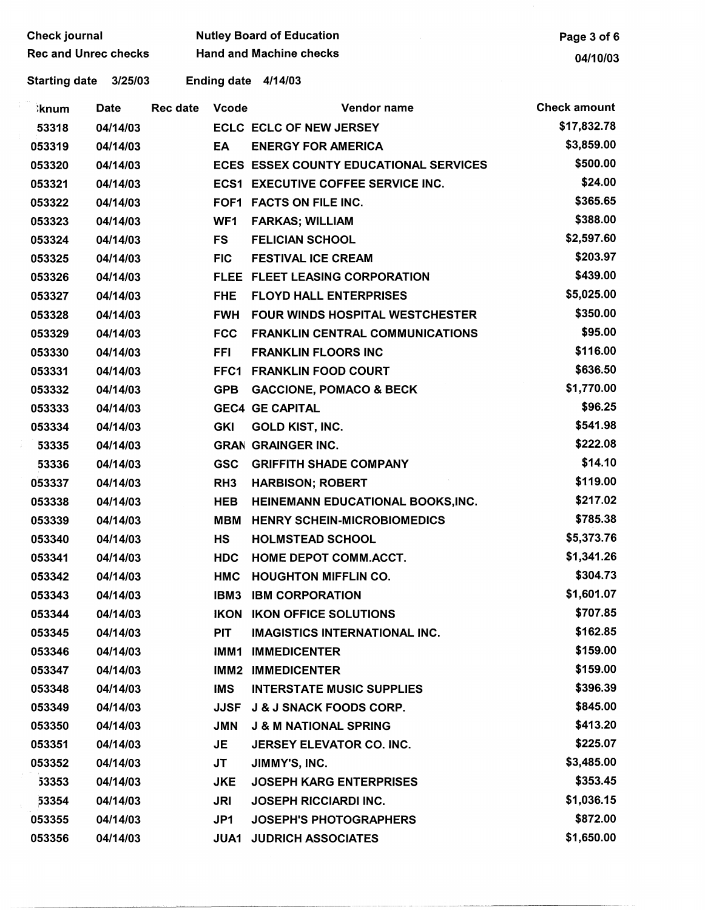| Check journal | Nutley Board of Education |
|---|---|
| Rec and Unrec checks | Hand and Machine checks |

04/10/03

Starting date 3/25/03 Ending date 4/14/03

| :knum | Date | Rec date | Vcode | Vendor name | Check amount |
|---|---|---|---|---|---|
| 53318 | 04/14/03 | | ECLC | ECLC OF NEW JERSEY | $17,832.78 |
| 053319 | 04/14/03 | | EA | ENERGY FOR AMERICA | $3,859.00 |
| 053320 | 04/14/03 | | ECES | ESSEX COUNTY EDUCATIONAL SERVICES | $500.00 |
| 053321 | 04/14/03 | | ECS1 | EXECUTIVE COFFEE SERVICE INC. | $24.00 |
| 053322 | 04/14/03 | | FOF1 | FACTS ON FILE INC. | $365.65 |
| 053323 | 04/14/03 | | WF1 | FARKAS; WILLIAM | $388.00 |
| 053324 | 04/14/03 | | FS | FELICIAN SCHOOL | $2,597.60 |
| 053325 | 04/14/03 | | FIC | FESTIVAL ICE CREAM | $203.97 |
| 053326 | 04/14/03 | | FLEE | FLEET LEASING CORPORATION | $439.00 |
| 053327 | 04/14/03 | | FHE | FLOYD HALL ENTERPRISES | $5,025.00 |
| 053328 | 04/14/03 | | FWH | FOUR WINDS HOSPITAL WESTCHESTER | $350.00 |
| 053329 | 04/14/03 | | FCC | FRANKLIN CENTRAL COMMUNICATIONS | $95.00 |
| 053330 | 04/14/03 | | FFI | FRANKLIN FLOORS INC | $116.00 |
| 053331 | 04/14/03 | | FFC1 | FRANKLIN FOOD COURT | $636.50 |
| 053332 | 04/14/03 | | GPB | GACCIONE, POMACO & BECK | $1,770.00 |
| 053333 | 04/14/03 | | GEC4 | GE CAPITAL | $96.25 |
| 053334 | 04/14/03 | | GKI | GOLD KIST, INC. | $541.98 |
| 53335 | 04/14/03 | | GRAN | GRAINGER INC. | $222.08 |
| 53336 | 04/14/03 | | GSC | GRIFFITH SHADE COMPANY | $14.10 |
| 053337 | 04/14/03 | | RH3 | HARBISON; ROBERT | $119.00 |
| 053338 | 04/14/03 | | HEB | HEINEMANN EDUCATIONAL BOOKS,INC. | $217.02 |
| 053339 | 04/14/03 | | MBM | HENRY SCHEIN-MICROBIOMEDICS | $785.38 |
| 053340 | 04/14/03 | | HS | HOLMSTEAD SCHOOL | $5,373.76 |
| 053341 | 04/14/03 | | HDC | HOME DEPOT COMM.ACCT. | $1,341.26 |
| 053342 | 04/14/03 | | HMC | HOUGHTON MIFFLIN CO. | $304.73 |
| 053343 | 04/14/03 | | IBM3 | IBM CORPORATION | $1,601.07 |
| 053344 | 04/14/03 | | IKON | IKON OFFICE SOLUTIONS | $707.85 |
| 053345 | 04/14/03 | | PIT | IMAGISTICS INTERNATIONAL INC. | $162.85 |
| 053346 | 04/14/03 | | IMM1 | IMMEDICENTER | $159.00 |
| 053347 | 04/14/03 | | IMM2 | IMMEDICENTER | $159.00 |
| 053348 | 04/14/03 | | IMS | INTERSTATE MUSIC SUPPLIES | $396.39 |
| 053349 | 04/14/03 | | JJSF | J & J SNACK FOODS CORP. | $845.00 |
| 053350 | 04/14/03 | | JMN | J & M NATIONAL SPRING | $413.20 |
| 053351 | 04/14/03 | | JE | JERSEY ELEVATOR CO. INC. | $225.07 |
| 053352 | 04/14/03 | | JT | JIMMY'S, INC. | $3,485.00 |
| 53353 | 04/14/03 | | JKE | JOSEPH KARG ENTERPRISES | $353.45 |
| 53354 | 04/14/03 | | JRI | JOSEPH RICCIARDI INC. | $1,036.15 |
| 053355 | 04/14/03 | | JP1 | JOSEPH'S PHOTOGRAPHERS | $872.00 |
| 053356 | 04/14/03 | | JUA1 | JUDRICH ASSOCIATES | $1,650.00 |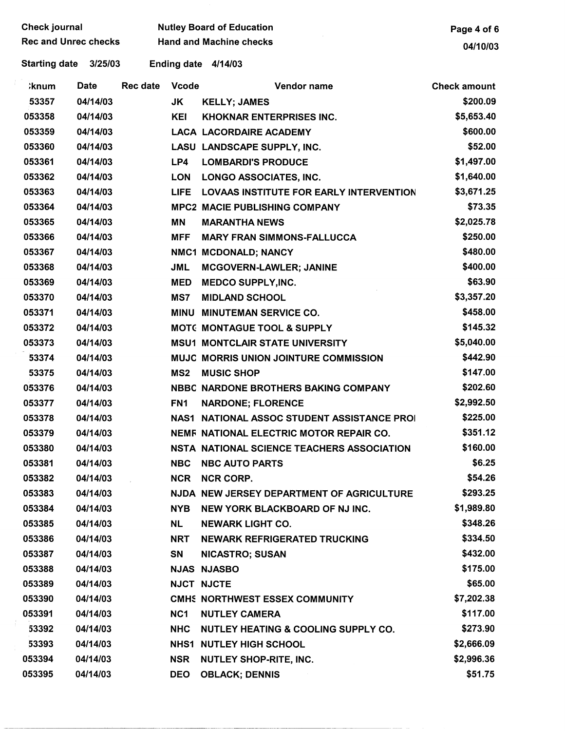Check journal | Nutley Board of Education

Rec and Unrec checks | Hand and Machine checks

04/10/03

Starting date 3/25/03 Ending date 4/14/03

| ;knum | Date | Rec date | Vcode | Vendor name | Check amount |
|---|---|---|---|---|---|
| 53357 | 04/14/03 | | JK | KELLY; JAMES | $200.09 |
| 053358 | 04/14/03 | | KEI | KHOKNAR ENTERPRISES INC. | $5,653.40 |
| 053359 | 04/14/03 | | LACA | LACORDAIRE ACADEMY | $600.00 |
| 053360 | 04/14/03 | | LASU | LANDSCAPE SUPPLY, INC. | $52.00 |
| 053361 | 04/14/03 | | LP4 | LOMBARDI'S PRODUCE | $1,497.00 |
| 053362 | 04/14/03 | | LON | LONGO ASSOCIATES, INC. | $1,640.00 |
| 053363 | 04/14/03 | | LIFE | LOVAAS INSTITUTE FOR EARLY INTERVENTION | $3,671.25 |
| 053364 | 04/14/03 | | MPC2 | MACIE PUBLISHING COMPANY | $73.35 |
| 053365 | 04/14/03 | | MN | MARANTHA NEWS | $2,025.78 |
| 053366 | 04/14/03 | | MFF | MARY FRAN SIMMONS-FALLUCCA | $250.00 |
| 053367 | 04/14/03 | | NMC1 | MCDONALD; NANCY | $480.00 |
| 053368 | 04/14/03 | | JML | MCGOVERN-LAWLER; JANINE | $400.00 |
| 053369 | 04/14/03 | | MED | MEDCO SUPPLY,INC. | $63.90 |
| 053370 | 04/14/03 | | MS7 | MIDLAND SCHOOL | $3,357.20 |
| 053371 | 04/14/03 | | MINU | MINUTEMAN SERVICE CO. | $458.00 |
| 053372 | 04/14/03 | | MOTC | MONTAGUE TOOL & SUPPLY | $145.32 |
| 053373 | 04/14/03 | | MSU1 | MONTCLAIR STATE UNIVERSITY | $5,040.00 |
| 53374 | 04/14/03 | | MUJC | MORRIS UNION JOINTURE COMMISSION | $442.90 |
| 53375 | 04/14/03 | | MS2 | MUSIC SHOP | $147.00 |
| 053376 | 04/14/03 | | NBBC | NARDONE BROTHERS BAKING COMPANY | $202.60 |
| 053377 | 04/14/03 | | FN1 | NARDONE; FLORENCE | $2,992.50 |
| 053378 | 04/14/03 | | NAS1 | NATIONAL ASSOC STUDENT ASSISTANCE PROI | $225.00 |
| 053379 | 04/14/03 | | NEMF | NATIONAL ELECTRIC MOTOR REPAIR CO. | $351.12 |
| 053380 | 04/14/03 | | NSTA | NATIONAL SCIENCE TEACHERS ASSOCIATION | $160.00 |
| 053381 | 04/14/03 | | NBC | NBC AUTO PARTS | $6.25 |
| 053382 | 04/14/03 | | NCR | NCR CORP. | $54.26 |
| 053383 | 04/14/03 | | NJDA | NEW JERSEY DEPARTMENT OF AGRICULTURE | $293.25 |
| 053384 | 04/14/03 | | NYB | NEW YORK BLACKBOARD OF NJ INC. | $1,989.80 |
| 053385 | 04/14/03 | | NL | NEWARK LIGHT CO. | $348.26 |
| 053386 | 04/14/03 | | NRT | NEWARK REFRIGERATED TRUCKING | $334.50 |
| 053387 | 04/14/03 | | SN | NICASTRO; SUSAN | $432.00 |
| 053388 | 04/14/03 | | NJAS | NJASBO | $175.00 |
| 053389 | 04/14/03 | | NJCT | NJCTE | $65.00 |
| 053390 | 04/14/03 | | CMHS | NORTHWEST ESSEX COMMUNITY | $7,202.38 |
| 053391 | 04/14/03 | | NC1 | NUTLEY CAMERA | $117.00 |
| 53392 | 04/14/03 | | NHC | NUTLEY HEATING & COOLING SUPPLY CO. | $273.90 |
| 53393 | 04/14/03 | | NHS1 | NUTLEY HIGH SCHOOL | $2,666.09 |
| 053394 | 04/14/03 | | NSR | NUTLEY SHOP-RITE, INC. | $2,996.36 |
| 053395 | 04/14/03 | | DEO | OBLACK; DENNIS | $51.75 |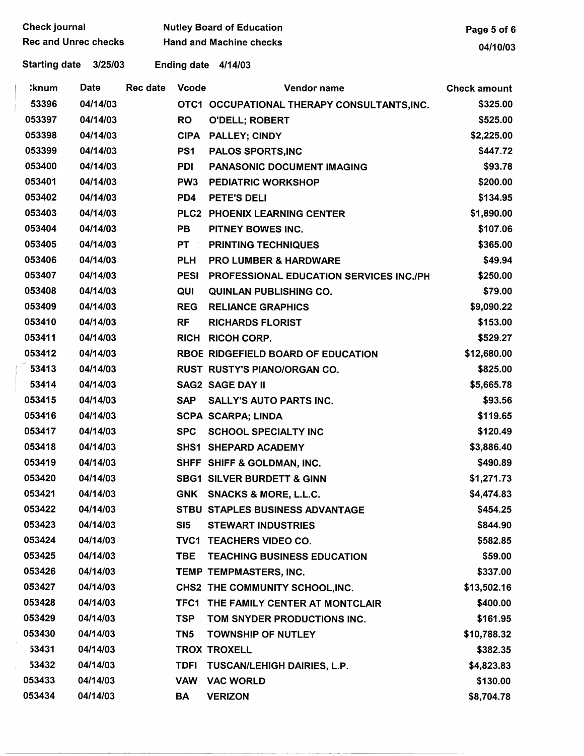Check journal | Nutley Board of Education
Rec and Unrec checks | Hand and Machine checks

Starting date 3/25/03 Ending date 4/14/03

| Chknum | Date | Rec date | Vcode | Vendor name | Check amount |
|---|---|---|---|---|---|
| 053396 | 04/14/03 | | OTC1 | OCCUPATIONAL THERAPY CONSULTANTS,INC. | $325.00 |
| 053397 | 04/14/03 | | RO | O'DELL; ROBERT | $525.00 |
| 053398 | 04/14/03 | | CIPA | PALLEY; CINDY | $2,225.00 |
| 053399 | 04/14/03 | | PS1 | PALOS SPORTS,INC | $447.72 |
| 053400 | 04/14/03 | | PDI | PANASONIC DOCUMENT IMAGING | $93.78 |
| 053401 | 04/14/03 | | PW3 | PEDIATRIC WORKSHOP | $200.00 |
| 053402 | 04/14/03 | | PD4 | PETE'S DELI | $134.95 |
| 053403 | 04/14/03 | | PLC2 | PHOENIX LEARNING CENTER | $1,890.00 |
| 053404 | 04/14/03 | | PB | PITNEY BOWES INC. | $107.06 |
| 053405 | 04/14/03 | | PT | PRINTING TECHNIQUES | $365.00 |
| 053406 | 04/14/03 | | PLH | PRO LUMBER & HARDWARE | $49.94 |
| 053407 | 04/14/03 | | PESI | PROFESSIONAL EDUCATION SERVICES INC./PH | $250.00 |
| 053408 | 04/14/03 | | QUI | QUINLAN PUBLISHING CO. | $79.00 |
| 053409 | 04/14/03 | | REG | RELIANCE GRAPHICS | $9,090.22 |
| 053410 | 04/14/03 | | RF | RICHARDS FLORIST | $153.00 |
| 053411 | 04/14/03 | | RICH | RICOH CORP. | $529.27 |
| 053412 | 04/14/03 | | RBOE | RIDGEFIELD BOARD OF EDUCATION | $12,680.00 |
| 053413 | 04/14/03 | | RUST | RUSTY'S PIANO/ORGAN CO. | $825.00 |
| 053414 | 04/14/03 | | SAG2 | SAGE DAY II | $5,665.78 |
| 053415 | 04/14/03 | | SAP | SALLY'S AUTO PARTS INC. | $93.56 |
| 053416 | 04/14/03 | | SCPA | SCARPA; LINDA | $119.65 |
| 053417 | 04/14/03 | | SPC | SCHOOL SPECIALTY INC | $120.49 |
| 053418 | 04/14/03 | | SHS1 | SHEPARD ACADEMY | $3,886.40 |
| 053419 | 04/14/03 | | SHFF | SHIFF & GOLDMAN, INC. | $490.89 |
| 053420 | 04/14/03 | | SBG1 | SILVER BURDETT & GINN | $1,271.73 |
| 053421 | 04/14/03 | | GNK | SNACKS & MORE, L.L.C. | $4,474.83 |
| 053422 | 04/14/03 | | STBU | STAPLES BUSINESS ADVANTAGE | $454.25 |
| 053423 | 04/14/03 | | SI5 | STEWART INDUSTRIES | $844.90 |
| 053424 | 04/14/03 | | TVC1 | TEACHERS VIDEO CO. | $582.85 |
| 053425 | 04/14/03 | | TBE | TEACHING BUSINESS EDUCATION | $59.00 |
| 053426 | 04/14/03 | | TEMP | TEMPMASTERS, INC. | $337.00 |
| 053427 | 04/14/03 | | CHS2 | THE COMMUNITY SCHOOL,INC. | $13,502.16 |
| 053428 | 04/14/03 | | TFC1 | THE FAMILY CENTER AT MONTCLAIR | $400.00 |
| 053429 | 04/14/03 | | TSP | TOM SNYDER PRODUCTIONS INC. | $161.95 |
| 053430 | 04/14/03 | | TN5 | TOWNSHIP OF NUTLEY | $10,788.32 |
| 053431 | 04/14/03 | | TROX | TROXELL | $382.35 |
| 053432 | 04/14/03 | | TDFI | TUSCAN/LEHIGH DAIRIES, L.P. | $4,823.83 |
| 053433 | 04/14/03 | | VAW | VAC WORLD | $130.00 |
| 053434 | 04/14/03 | | BA | VERIZON | $8,704.78 |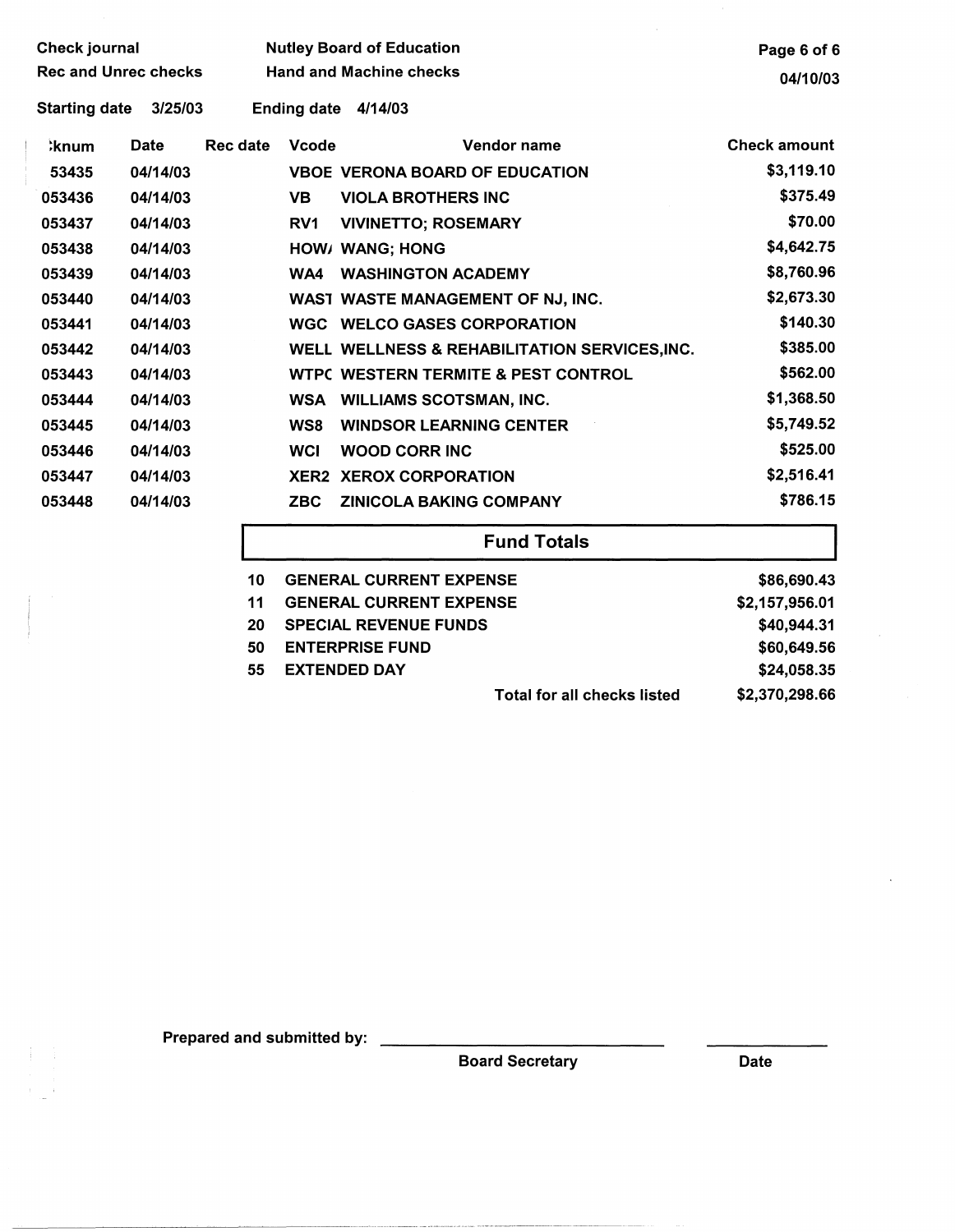Check journal — Nutley Board of Education
Rec and Unrec checks — Hand and Machine checks

04/10/03

Starting date 3/25/03 Ending date 4/14/03

| :knum | Date | Rec date | Vcode | Vendor name | Check amount |
|---|---|---|---|---|---|
| 53435 | 04/14/03 | | VBOE | VERONA BOARD OF EDUCATION | $3,119.10 |
| 053436 | 04/14/03 | | VB | VIOLA BROTHERS INC | $375.49 |
| 053437 | 04/14/03 | | RV1 | VIVINETTO; ROSEMARY | $70.00 |
| 053438 | 04/14/03 | | HOW/ | WANG; HONG | $4,642.75 |
| 053439 | 04/14/03 | | WA4 | WASHINGTON ACADEMY | $8,760.96 |
| 053440 | 04/14/03 | | WAST | WASTE MANAGEMENT OF NJ, INC. | $2,673.30 |
| 053441 | 04/14/03 | | WGC | WELCO GASES CORPORATION | $140.30 |
| 053442 | 04/14/03 | | WELL | WELLNESS & REHABILITATION SERVICES,INC. | $385.00 |
| 053443 | 04/14/03 | | WTPC | WESTERN TERMITE & PEST CONTROL | $562.00 |
| 053444 | 04/14/03 | | WSA | WILLIAMS SCOTSMAN, INC. | $1,368.50 |
| 053445 | 04/14/03 | | WS8 | WINDSOR LEARNING CENTER | $5,749.52 |
| 053446 | 04/14/03 | | WCI | WOOD CORR INC | $525.00 |
| 053447 | 04/14/03 | | XER2 | XEROX CORPORATION | $2,516.41 |
| 053448 | 04/14/03 | | ZBC | ZINICOLA BAKING COMPANY | $786.15 |

## Fund Totals

| | | |
|---|---|---|
| 10 | GENERAL CURRENT EXPENSE | $86,690.43 |
| 11 | GENERAL CURRENT EXPENSE | $2,157,956.01 |
| 20 | SPECIAL REVENUE FUNDS | $40,944.31 |
| 50 | ENTERPRISE FUND | $60,649.56 |
| 55 | EXTENDED DAY | $24,058.35 |
| | Total for all checks listed | $2,370,298.66 |

Prepared and submitted by: ______________________ ____________

Board Secretary — Date